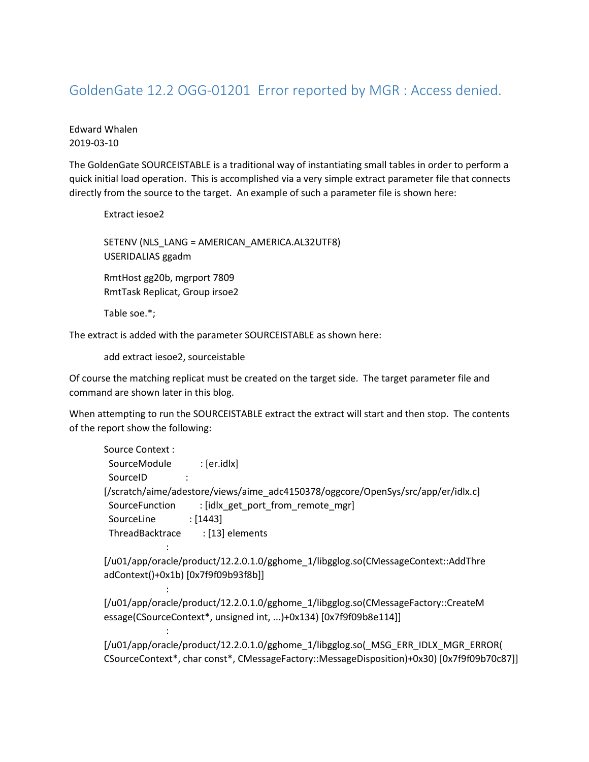# GoldenGate 12.2 OGG-01201 Error reported by MGR : Access denied.

Edward Whalen
2019-03-10

The GoldenGate SOURCEISTABLE is a traditional way of instantiating small tables in order to perform a quick initial load operation. This is accomplished via a very simple extract parameter file that connects directly from the source to the target. An example of such a parameter file is shown here:

```
Extract iesoe2

SETENV (NLS_LANG = AMERICAN_AMERICA.AL32UTF8)
USERIDALIAS ggadm

RmtHost gg20b, mgrport 7809
RmtTask Replicat, Group irsoe2

Table soe.*;
```

The extract is added with the parameter SOURCEISTABLE as shown here:

```
add extract iesoe2, sourceistable
```

Of course the matching replicat must be created on the target side. The target parameter file and command are shown later in this blog.

When attempting to run the SOURCEISTABLE extract the extract will start and then stop. The contents of the report show the following:

```
Source Context :
  SourceModule         : [er.idlx]
  SourceID             :
[/scratch/aime/adestore/views/aime_adc4150378/oggcore/OpenSys/src/app/er/idlx.c]
  SourceFunction       : [idlx_get_port_from_remote_mgr]
  SourceLine           : [1443]
  ThreadBacktrace      : [13] elements
                       :
[/u01/app/oracle/product/12.2.0.1.0/gghome_1/libgglog.so(CMessageContext::AddThreadContext()+0x1b) [0x7f9f09b93f8b]]
                       :
[/u01/app/oracle/product/12.2.0.1.0/gghome_1/libgglog.so(CMessageFactory::CreateMessage(CSourceContext*, unsigned int, ...)+0x134) [0x7f9f09b8e114]]
                       :
[/u01/app/oracle/product/12.2.0.1.0/gghome_1/libgglog.so(_MSG_ERR_IDLX_MGR_ERROR(CSourceContext*, char const*, CMessageFactory::MessageDisposition)+0x30) [0x7f9f09b70c87]]
```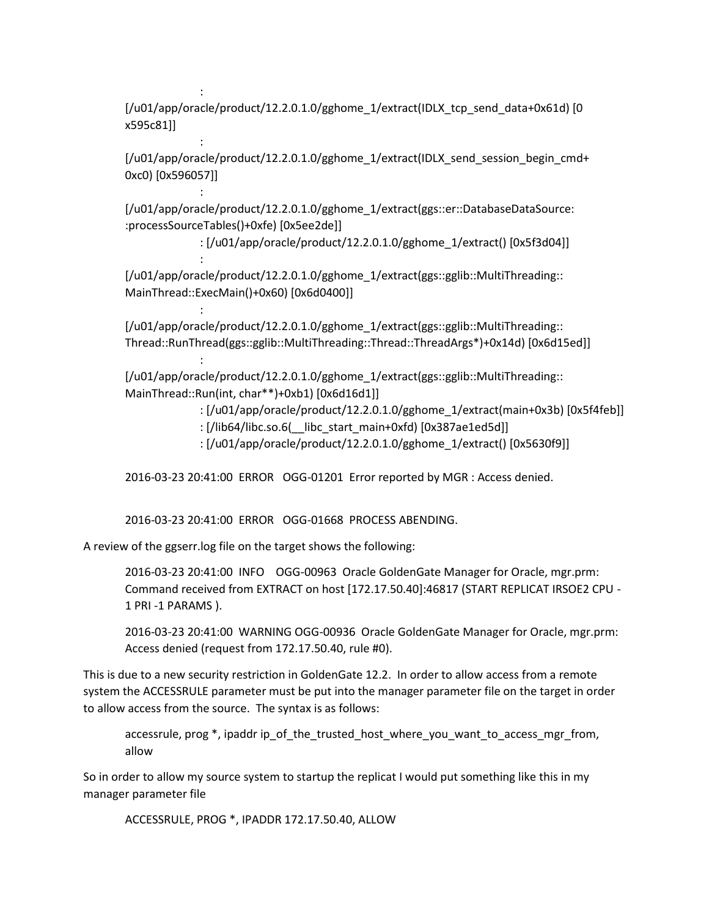```
                :
[/u01/app/oracle/product/12.2.0.1.0/gghome_1/extract(IDLX_tcp_send_data+0x61d) [0
x595c81]]
                :
[/u01/app/oracle/product/12.2.0.1.0/gghome_1/extract(IDLX_send_session_begin_cmd+
0xc0) [0x596057]]
                :
[/u01/app/oracle/product/12.2.0.1.0/gghome_1/extract(ggs::er::DatabaseDataSource:
:processSourceTables()+0xfe) [0x5ee2de]]
                : [/u01/app/oracle/product/12.2.0.1.0/gghome_1/extract() [0x5f3d04]]
                :
[/u01/app/oracle/product/12.2.0.1.0/gghome_1/extract(ggs::gglib::MultiThreading::
MainThread::ExecMain()+0x60) [0x6d0400]]
                :
[/u01/app/oracle/product/12.2.0.1.0/gghome_1/extract(ggs::gglib::MultiThreading::
Thread::RunThread(ggs::gglib::MultiThreading::Thread::ThreadArgs*)+0x14d) [0x6d15ed]]
                :
[/u01/app/oracle/product/12.2.0.1.0/gghome_1/extract(ggs::gglib::MultiThreading::
MainThread::Run(int, char**)+0xb1) [0x6d16d1]]
                : [/u01/app/oracle/product/12.2.0.1.0/gghome_1/extract(main+0x3b) [0x5f4feb]]
                : [/lib64/libc.so.6(__libc_start_main+0xfd) [0x387ae1ed5d]]
                : [/u01/app/oracle/product/12.2.0.1.0/gghome_1/extract() [0x5630f9]]

2016-03-23 20:41:00  ERROR   OGG-01201  Error reported by MGR : Access denied.


2016-03-23 20:41:00  ERROR   OGG-01668  PROCESS ABENDING.
```

A review of the ggserr.log file on the target shows the following:

```
2016-03-23 20:41:00  INFO    OGG-00963  Oracle GoldenGate Manager for Oracle, mgr.prm:
Command received from EXTRACT on host [172.17.50.40]:46817 (START REPLICAT IRSOE2 CPU -
1 PRI -1 PARAMS ).

2016-03-23 20:41:00  WARNING OGG-00936  Oracle GoldenGate Manager for Oracle, mgr.prm:
Access denied (request from 172.17.50.40, rule #0).
```

This is due to a new security restriction in GoldenGate 12.2. In order to allow access from a remote system the ACCESSRULE parameter must be put into the manager parameter file on the target in order to allow access from the source. The syntax is as follows:

```
accessrule, prog *, ipaddr ip_of_the_trusted_host_where_you_want_to_access_mgr_from,
allow
```

So in order to allow my source system to startup the replicat I would put something like this in my manager parameter file

```
ACCESSRULE, PROG *, IPADDR 172.17.50.40, ALLOW
```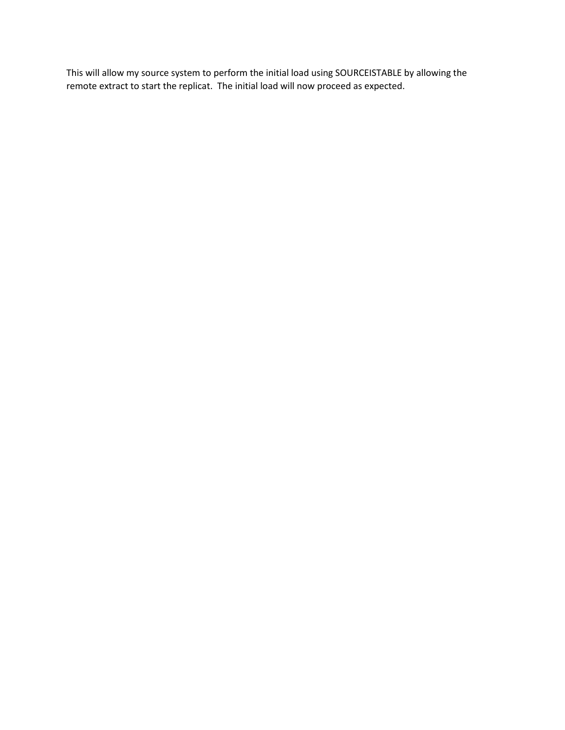This will allow my source system to perform the initial load using SOURCEISTABLE by allowing the remote extract to start the replicat. The initial load will now proceed as expected.